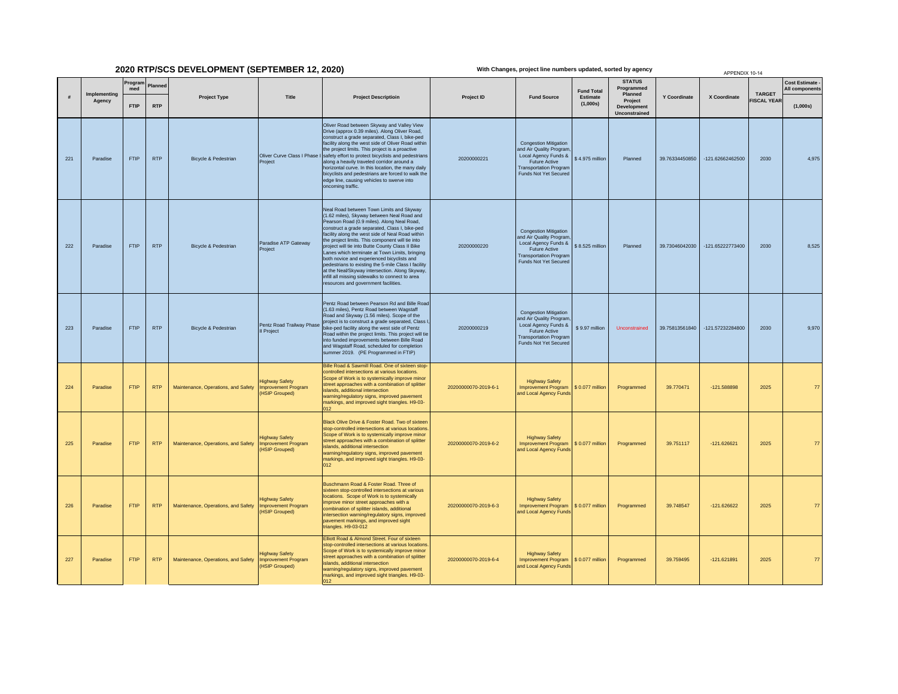## 2020 RTP/SCS DEVELOPMENT (SEPTEMBER 12, 2020)

**With Changes, project line numbers updated, sorted by agency**

APPENDIX 10-14

| # | Implementing Agency | Programmed | Planned | Project Type | Title | Project Descriptioin | Project ID | Fund Source | Fund Total Estimate (1,000s) | STATUS Programmed Planned Project Development Unconstrained | Y Coordinate | X Coordinate | TARGET FISCAL YEAR | Cost Estimate - All components |
|---|---|---|---|---|---|---|---|---|---|---|---|---|---|---|
| | | FTIP | RTP | | | | | | | | | | | (1,000s) |
| 221 | Paradise | FTIP | RTP | Bicycle & Pedestrian | Oliver Curve Class I Phase I Project | Oliver Road between Skyway and Valley View Drive (approx 0.39 miles). Along Oliver Road, construct a grade separated, Class I, bike-ped facility along the west side of Oliver Road within the project limits. This project is a proactive safety effort to protect bicyclists and pedestrians along a heavily traveled corridor around a horizontal curve. In this location, the many daily bicyclists and pedestrians are forced to walk the edge line, causing vehicles to swerve into oncoming traffic. | 20200000221 | Congestion Mitigation and Air Quality Program, Local Agency Funds & Future Active Transportation Program Funds Not Yet Secured | $ 4.975 million | Planned | 39.76334450850 | -121.62662462500 | 2030 | 4,975 |
| 222 | Paradise | FTIP | RTP | Bicycle & Pedestrian | Paradise ATP Gateway Project | Neal Road between Town Limits and Skyway (1.62 miles), Skyway between Neal Road and Pearson Road (0.9 miles). Along Neal Road, construct a grade separated, Class I, bike-ped facility along the west side of Neal Road within the project limits. This component will tie into project will tie into Butte County Class II Bike Lanes which terminate at Town Limits, bringing both novice and experienced bicyclists and pedestrians to existing the 5-mile Class I facility at the Neal/Skyway intersection. Along Skyway, infill all missing sidewalks to connect to area resources and government facilities. | 20200000220 | Congestion Mitigation and Air Quality Program, Local Agency Funds & Future Active Transportation Program Funds Not Yet Secured | $ 8.525 million | Planned | 39.73046042030 | -121.65222773400 | 2030 | 8,525 |
| 223 | Paradise | FTIP | RTP | Bicycle & Pedestrian | Pentz Road Trailway Phase II Project | Pentz Road between Pearson Rd and Bille Road (1.63 miles), Pentz Road between Wagstaff Road and Skyway (1.56 miles). Scope of the project is to construct a grade separated, Class I, bike-ped facility along the west side of Pentz Road within the project limits. This project will tie into funded improvements between Bille Road and Wagstaff Road, scheduled for completion summer 2019. (PE Programmed in FTIP) | 20200000219 | Congestion Mitigation and Air Quality Program, Local Agency Funds & Future Active Transportation Program Funds Not Yet Secured | $ 9.97 million | Unconstrained | 39.75813561840 | -121.57232284800 | 2030 | 9,970 |
| 224 | Paradise | FTIP | RTP | Maintenance, Operations, and Safety | Highway Safety Improvement Program (HSIP Grouped) | Bille Road & Sawmill Road. One of sixteen stop-controlled intersections at various locations. Scope of Work is to systemically improve minor street approaches with a combination of splitter islands, additional intersection warning/regulatory signs, improved pavement markings, and improved sight triangles. H9-03-012 | 20200000070-2019-6-1 | Highway Safety Improvement Program and Local Agency Funds | $ 0.077 million | Programmed | 39.770471 | -121.588898 | 2025 | 77 |
| 225 | Paradise | FTIP | RTP | Maintenance, Operations, and Safety | Highway Safety Improvement Program (HSIP Grouped) | Black Olive Drive & Foster Road. Two of sixteen stop-controlled intersections at various locations. Scope of Work is to systemically improve minor street approaches with a combination of splitter islands, additional intersection warning/regulatory signs, improved pavement markings, and improved sight triangles. H9-03-012 | 20200000070-2019-6-2 | Highway Safety Improvement Program and Local Agency Funds | $ 0.077 million | Programmed | 39.751117 | -121.626621 | 2025 | 77 |
| 226 | Paradise | FTIP | RTP | Maintenance, Operations, and Safety | Highway Safety Improvement Program (HSIP Grouped) | Buschmann Road & Foster Road. Three of sixteen stop-controlled intersections at various locations. Scope of Work is to systemically improve minor street approaches with a combination of splitter islands, additional intersection warning/regulatory signs, improved pavement markings, and improved sight triangles. H9-03-012 | 20200000070-2019-6-3 | Highway Safety Improvement Program and Local Agency Funds | $ 0.077 million | Programmed | 39.748547 | -121.626622 | 2025 | 77 |
| 227 | Paradise | FTIP | RTP | Maintenance, Operations, and Safety | Highway Safety Improvement Program (HSIP Grouped) | Elliott Road & Almond Street. Four of sixteen stop-controlled intersections at various locations. Scope of Work is to systemically improve minor street approaches with a combination of splitter islands, additional intersection warning/regulatory signs, improved pavement markings, and improved sight triangles. H9-03-012 | 20200000070-2019-6-4 | Highway Safety Improvement Program and Local Agency Funds | $ 0.077 million | Programmed | 39.759495 | -121.621891 | 2025 | 77 |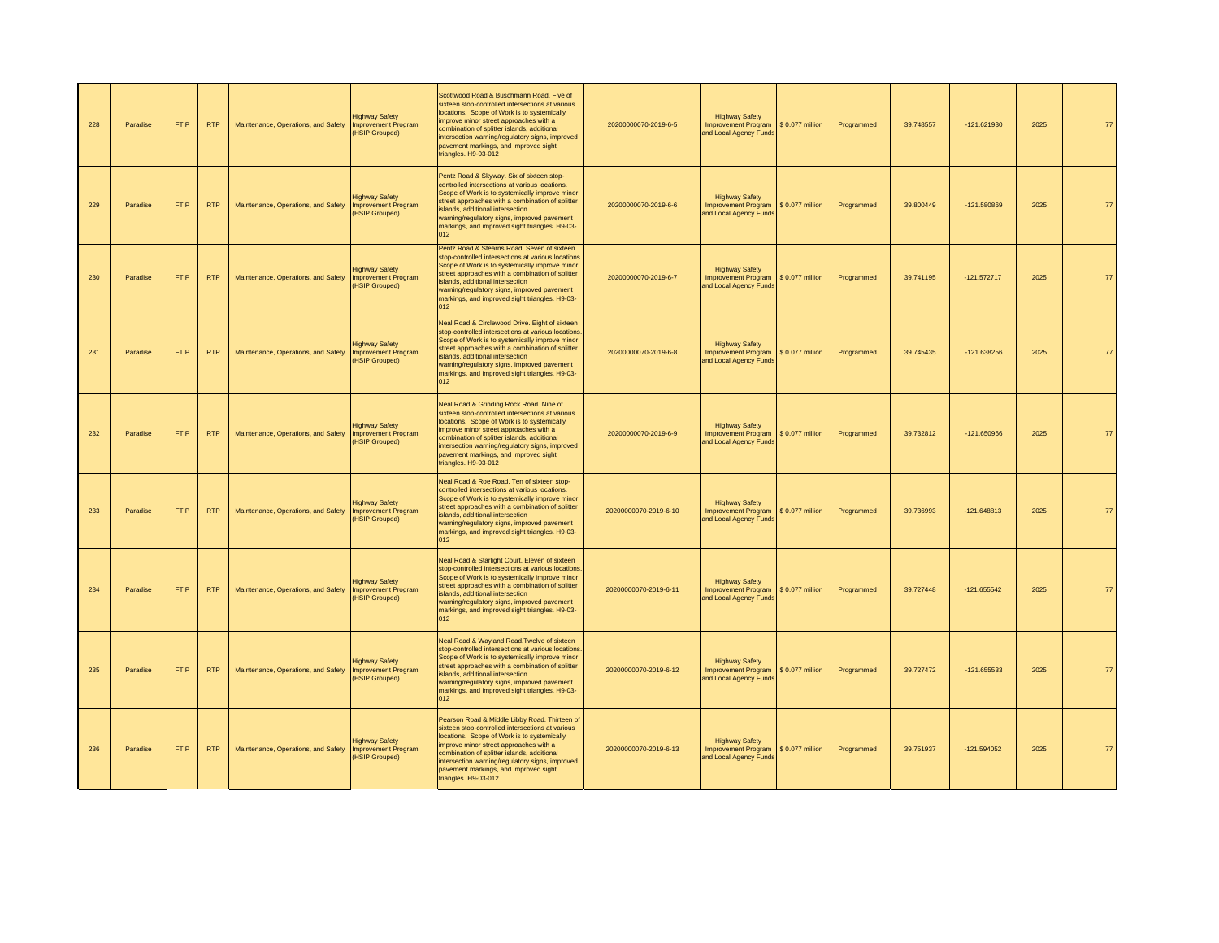| 228 | Paradise | FTIP | RTP | Maintenance, Operations, and Safety | Highway Safety Improvement Program (HSIP Grouped) | Scottwood Road & Buschmann Road. Five of sixteen stop-controlled intersections at various locations. Scope of Work is to systemically improve minor street approaches with a combination of splitter islands, additional intersection warning/regulatory signs, improved pavement markings, and improved sight triangles. H9-03-012 | 20200000070-2019-6-5 | Highway Safety Improvement Program and Local Agency Funds | $ 0.077 million | Programmed | 39.748557 | -121.621930 | 2025 | 77 |
|---|---|---|---|---|---|---|---|---|---|---|---|---|---|---|
| 229 | Paradise | FTIP | RTP | Maintenance, Operations, and Safety | Highway Safety Improvement Program (HSIP Grouped) | Pentz Road & Skyway. Six of sixteen stop-controlled intersections at various locations. Scope of Work is to systemically improve minor street approaches with a combination of splitter islands, additional intersection warning/regulatory signs, improved pavement markings, and improved sight triangles. H9-03-012 | 20200000070-2019-6-6 | Highway Safety Improvement Program and Local Agency Funds | $ 0.077 million | Programmed | 39.800449 | -121.580869 | 2025 | 77 |
| 230 | Paradise | FTIP | RTP | Maintenance, Operations, and Safety | Highway Safety Improvement Program (HSIP Grouped) | Pentz Road & Stearns Road. Seven of sixteen stop-controlled intersections at various locations. Scope of Work is to systemically improve minor street approaches with a combination of splitter islands, additional intersection warning/regulatory signs, improved pavement markings, and improved sight triangles. H9-03-012 | 20200000070-2019-6-7 | Highway Safety Improvement Program and Local Agency Funds | $ 0.077 million | Programmed | 39.741195 | -121.572717 | 2025 | 77 |
| 231 | Paradise | FTIP | RTP | Maintenance, Operations, and Safety | Highway Safety Improvement Program (HSIP Grouped) | Neal Road & Circlewood Drive. Eight of sixteen stop-controlled intersections at various locations. Scope of Work is to systemically improve minor street approaches with a combination of splitter islands, additional intersection warning/regulatory signs, improved pavement markings, and improved sight triangles. H9-03-012 | 20200000070-2019-6-8 | Highway Safety Improvement Program and Local Agency Funds | $ 0.077 million | Programmed | 39.745435 | -121.638256 | 2025 | 77 |
| 232 | Paradise | FTIP | RTP | Maintenance, Operations, and Safety | Highway Safety Improvement Program (HSIP Grouped) | Neal Road & Grinding Rock Road. Nine of sixteen stop-controlled intersections at various locations. Scope of Work is to systemically improve minor street approaches with a combination of splitter islands, additional intersection warning/regulatory signs, improved pavement markings, and improved sight triangles. H9-03-012 | 20200000070-2019-6-9 | Highway Safety Improvement Program and Local Agency Funds | $ 0.077 million | Programmed | 39.732812 | -121.650966 | 2025 | 77 |
| 233 | Paradise | FTIP | RTP | Maintenance, Operations, and Safety | Highway Safety Improvement Program (HSIP Grouped) | Neal Road & Roe Road. Ten of sixteen stop-controlled intersections at various locations. Scope of Work is to systemically improve minor street approaches with a combination of splitter islands, additional intersection warning/regulatory signs, improved pavement markings, and improved sight triangles. H9-03-012 | 20200000070-2019-6-10 | Highway Safety Improvement Program and Local Agency Funds | $ 0.077 million | Programmed | 39.736993 | -121.648813 | 2025 | 77 |
| 234 | Paradise | FTIP | RTP | Maintenance, Operations, and Safety | Highway Safety Improvement Program (HSIP Grouped) | Neal Road & Starlight Court. Eleven of sixteen stop-controlled intersections at various locations. Scope of Work is to systemically improve minor street approaches with a combination of splitter islands, additional intersection warning/regulatory signs, improved pavement markings, and improved sight triangles. H9-03-012 | 20200000070-2019-6-11 | Highway Safety Improvement Program and Local Agency Funds | $ 0.077 million | Programmed | 39.727448 | -121.655542 | 2025 | 77 |
| 235 | Paradise | FTIP | RTP | Maintenance, Operations, and Safety | Highway Safety Improvement Program (HSIP Grouped) | Neal Road & Wayland Road.Twelve of sixteen stop-controlled intersections at various locations. Scope of Work is to systemically improve minor street approaches with a combination of splitter islands, additional intersection warning/regulatory signs, improved pavement markings, and improved sight triangles. H9-03-012 | 20200000070-2019-6-12 | Highway Safety Improvement Program and Local Agency Funds | $ 0.077 million | Programmed | 39.727472 | -121.655533 | 2025 | 77 |
| 236 | Paradise | FTIP | RTP | Maintenance, Operations, and Safety | Highway Safety Improvement Program (HSIP Grouped) | Pearson Road & Middle Libby Road. Thirteen of sixteen stop-controlled intersections at various locations. Scope of Work is to systemically improve minor street approaches with a combination of splitter islands, additional intersection warning/regulatory signs, improved pavement markings, and improved sight triangles. H9-03-012 | 20200000070-2019-6-13 | Highway Safety Improvement Program and Local Agency Funds | $ 0.077 million | Programmed | 39.751937 | -121.594052 | 2025 | 77 |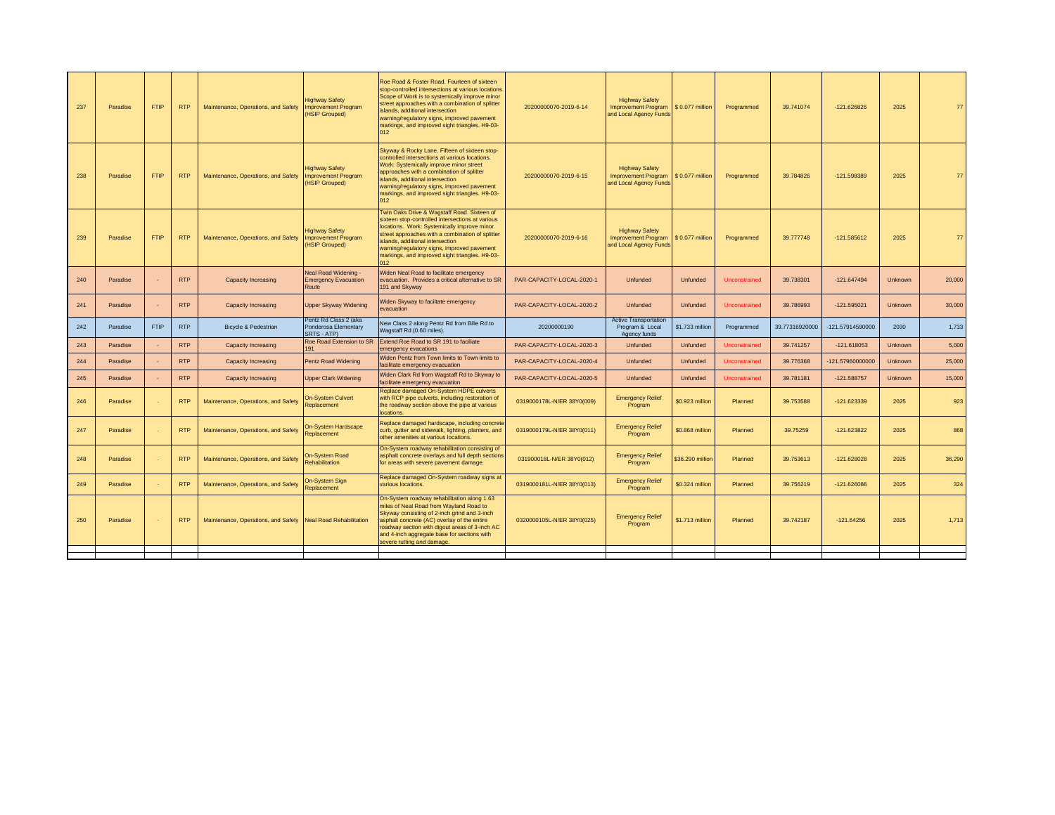| | | | | | | | | | | | | | | |
|---|---|---|---|---|---|---|---|---|---|---|---|---|---|---|
| 237 | Paradise | FTIP | RTP | Maintenance, Operations, and Safety | Highway Safety Improvement Program (HSIP Grouped) | Roe Road & Foster Road. Fourteen of sixteen stop-controlled intersections at various locations. Scope of Work is to systemically improve minor street approaches with a combination of splitter islands, additional intersection warning/regulatory signs, improved pavement markings, and improved sight triangles. H9-03-012 | 20200000070-2019-6-14 | Highway Safety Improvement Program and Local Agency Funds | $ 0.077 million | Programmed | 39.741074 | -121.626826 | 2025 | 77 |
| 238 | Paradise | FTIP | RTP | Maintenance, Operations, and Safety | Highway Safety Improvement Program (HSIP Grouped) | Skyway & Rocky Lane. Fifteen of sixteen stop-controlled intersections at various locations. Work: Systemically improve minor street approaches with a combination of splitter islands, additional intersection warning/regulatory signs, improved pavement markings, and improved sight triangles. H9-03-012 | 20200000070-2019-6-15 | Highway Safety Improvement Program and Local Agency Funds | $ 0.077 million | Programmed | 39.784826 | -121.598389 | 2025 | 77 |
| 239 | Paradise | FTIP | RTP | Maintenance, Operations, and Safety | Highway Safety Improvement Program (HSIP Grouped) | Twin Oaks Drive & Wagstaff Road. Sixteen of sixteen stop-controlled intersections at various locations. Work: Systemically improve minor street approaches with a combination of splitter islands, additional intersection warning/regulatory signs, improved pavement markings, and improved sight triangles. H9-03-012 | 20200000070-2019-6-16 | Highway Safety Improvement Program and Local Agency Funds | $ 0.077 million | Programmed | 39.777748 | -121.585612 | 2025 | 77 |
| 240 | Paradise | - | RTP | Capacity Increasing | Neal Road Widening - Emergency Evacuation Route | Widen Neal Road to facilitate emergency evacuation. Provides a critical alternative to SR 191 and Skyway | PAR-CAPACITY-LOCAL-2020-1 | Unfunded | Unfunded | Unconstrained | 39.738301 | -121.647494 | Unknown | 20,000 |
| 241 | Paradise | - | RTP | Capacity Increasing | Upper Skyway Widening | Widen Skyway to faciltate emergency evacuation | PAR-CAPACITY-LOCAL-2020-2 | Unfunded | Unfunded | Unconstrained | 39.786993 | -121.595021 | Unknown | 30,000 |
| 242 | Paradise | FTIP | RTP | Bicycle & Pedestrian | Pentz Rd Class 2 (aka Ponderosa Elementary SRTS - ATP) | New Class 2 along Pentz Rd from Bille Rd to Wagstaff Rd (0.60 miles). | 20200000190 | Active Transportation Program & Local Agency funds | $1.733 million | Programmed | 39.77316920000 | -121.57914590000 | 2030 | 1,733 |
| 243 | Paradise | - | RTP | Capacity Increasing | Roe Road Extension to SR 191 | Extend Roe Road to SR 191 to faciliate emergency evacuations | PAR-CAPACITY-LOCAL-2020-3 | Unfunded | Unfunded | Unconstrained | 39.741257 | -121.618053 | Unknown | 5,000 |
| 244 | Paradise | - | RTP | Capacity Increasing | Pentz Road Widening | Widen Pentz from Town limits to Town limits to facilitate emergency evacuation | PAR-CAPACITY-LOCAL-2020-4 | Unfunded | Unfunded | Unconstrained | 39.776368 | -121.57960000000 | Unknown | 25,000 |
| 245 | Paradise | - | RTP | Capacity Increasing | Upper Clark Widening | Widen Clark Rd from Wagstaff Rd to Skyway to facilitate emergency evacuation | PAR-CAPACITY-LOCAL-2020-5 | Unfunded | Unfunded | Unconstrained | 39.781181 | -121.588757 | Unknown | 15,000 |
| 246 | Paradise | - | RTP | Maintenance, Operations, and Safety | On-System Culvert Replacement | Replace damaged On-System HDPE culverts with RCP pipe culverts, including restoration of the roadway section above the pipe at various locations. | 0319000178L-N/ER 38Y0(009) | Emergency Relief Program | $0.923 million | Planned | 39.753588 | -121.623339 | 2025 | 923 |
| 247 | Paradise | - | RTP | Maintenance, Operations, and Safety | On-System Hardscape Replacement | Replace damaged hardscape, including concrete curb, gutter and sidewalk, lighting, planters, and other amenities at various locations. | 0319000179L-N/ER 38Y0(011) | Emergency Relief Program | $0.868 million | Planned | 39.75259 | -121.623822 | 2025 | 868 |
| 248 | Paradise | - | RTP | Maintenance, Operations, and Safety | On-System Road Rehabilitation | On-System roadway rehabilitation consisting of asphalt concrete overlays and full depth sections for areas with severe pavement damage. | 031900018L-N/ER 38Y0(012) | Emergency Relief Program | $36.290 million | Planned | 39.753613 | -121.628028 | 2025 | 36,290 |
| 249 | Paradise | - | RTP | Maintenance, Operations, and Safety | On-System Sign Replacement | Replace damaged On-System roadway signs at various locations. | 0319000181L-N/ER 38Y0(013) | Emergency Relief Program | $0.324 million | Planned | 39.756219 | -121.626086 | 2025 | 324 |
| 250 | Paradise | - | RTP | Maintenance, Operations, and Safety | Neal Road Rehabilitation | On-System roadway rehabilitation along 1.63 miles of Neal Road from Wayland Road to Skyway consisting of 2-inch grind and 3-inch asphalt concrete (AC) overlay of the entire roadway section with digout areas of 3-inch AC and 4-inch aggregate base for sections with severe rutting and damage. | 0320000105L-N/ER 38Y0(025) | Emergency Relief Program | $1.713 million | Planned | 39.742187 | -121.64256 | 2025 | 1,713 |